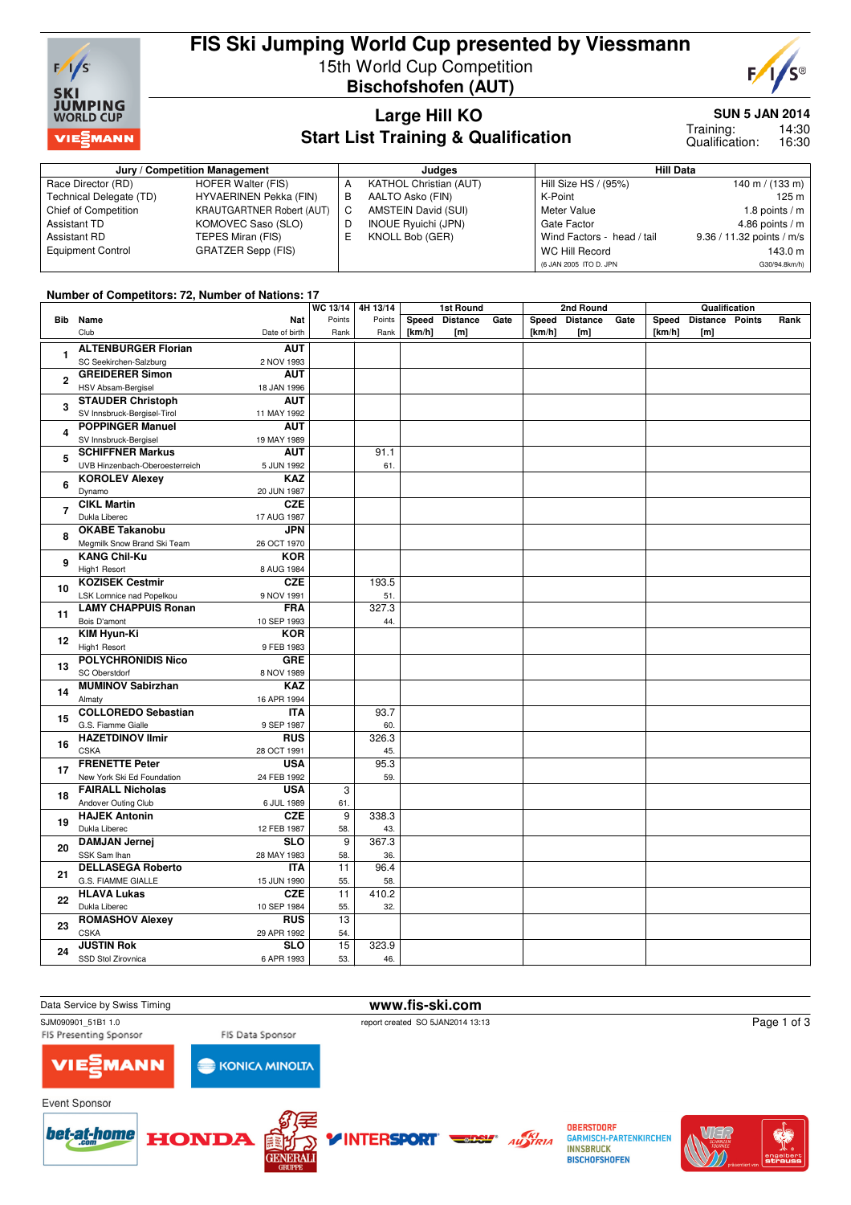# FIS Ski Jumping World Cup presented by Viessmann

15th World Cup Competition
**Bischofshofen (AUT)**

## Large Hill KO
## Start List Training & Qualification

**SUN 5 JAN 2014**
Training: 14:30
Qualification: 16:30

| Jury / Competition Management | | Judges | | Hill Data | |
|---|---|---|---|---|---|
| Race Director (RD) | HOFER Walter (FIS) | A | KATHOL Christian (AUT) | Hill Size HS / (95%) | 140 m / (133 m) |
| Technical Delegate (TD) | HYVAERINEN Pekka (FIN) | B | AALTO Asko (FIN) | K-Point | 125 m |
| Chief of Competition | KRAUTGARTNER Robert (AUT) | C | AMSTEIN David (SUI) | Meter Value | 1.8 points / m |
| Assistant TD | KOMOVEC Saso (SLO) | D | INOUE Ryuichi (JPN) | Gate Factor | 4.86 points / m |
| Assistant RD | TEPES Miran (FIS) | E | KNOLL Bob (GER) | Wind Factors - head / tail | 9.36 / 11.32 points / m/s |
| Equipment Control | GRATZER Sepp (FIS) | | | WC Hill Record | 143.0 m |
| | | | | (6 JAN 2005 ITO D. JPN) | G30/94.8km/h) |

**Number of Competitors: 72, Number of Nations: 17**

| Bib | Name / Club | Nat / Date of birth | WC 13/14 Points / Rank | 4H 13/14 Points / Rank | 1st Round Speed [km/h] | 1st Round Distance [m] | 1st Round Gate | 2nd Round Speed [km/h] | 2nd Round Distance [m] | 2nd Round Gate | Qualification Speed [km/h] | Qualification Distance [m] | Qualification Points | Rank |
|---|---|---|---|---|---|---|---|---|---|---|---|---|---|---|
| 1 | ALTENBURGER Florian / SC Seekirchen-Salzburg | AUT / 2 NOV 1993 | | | | | | | | | | | | |
| 2 | GREIDERER Simon / HSV Absam-Bergisel | AUT / 18 JAN 1996 | | | | | | | | | | | | |
| 3 | STAUDER Christoph / SV Innsbruck-Bergisel-Tirol | AUT / 11 MAY 1992 | | | | | | | | | | | | |
| 4 | POPPINGER Manuel / SV Innsbruck-Bergisel | AUT / 19 MAY 1989 | | | | | | | | | | | | |
| 5 | SCHIFFNER Markus / UVB Hinzenbach-Oberoesterreich | AUT / 5 JUN 1992 | | 91.1 / 61. | | | | | | | | | | |
| 6 | KOROLEV Alexey / Dynamo | KAZ / 20 JUN 1987 | | | | | | | | | | | | |
| 7 | CIKL Martin / Dukla Liberec | CZE / 17 AUG 1987 | | | | | | | | | | | | |
| 8 | OKABE Takanobu / Megmilk Snow Brand Ski Team | JPN / 26 OCT 1970 | | | | | | | | | | | | |
| 9 | KANG Chil-Ku / High1 Resort | KOR / 8 AUG 1984 | | | | | | | | | | | | |
| 10 | KOZISEK Cestmir / LSK Lomnice nad Popelkou | CZE / 9 NOV 1991 | | 193.5 / 51. | | | | | | | | | | |
| 11 | LAMY CHAPPUIS Ronan / Bois D'amont | FRA / 10 SEP 1993 | | 327.3 / 44. | | | | | | | | | | |
| 12 | KIM Hyun-Ki / High1 Resort | KOR / 9 FEB 1983 | | | | | | | | | | | | |
| 13 | POLYCHRONIDIS Nico / SC Oberstdorf | GRE / 8 NOV 1989 | | | | | | | | | | | | |
| 14 | MUMINOV Sabirzhan / Almaty | KAZ / 16 APR 1994 | | | | | | | | | | | | |
| 15 | COLLOREDO Sebastian / G.S. Fiamme Gialle | ITA / 9 SEP 1987 | | 93.7 / 60. | | | | | | | | | | |
| 16 | HAZETDINOV Ilmir / CSKA | RUS / 28 OCT 1991 | | 326.3 / 45. | | | | | | | | | | |
| 17 | FRENETTE Peter / New York Ski Ed Foundation | USA / 24 FEB 1992 | | 95.3 / 59. | | | | | | | | | | |
| 18 | FAIRALL Nicholas / Andover Outing Club | USA / 6 JUL 1989 | 3 / 61. | | | | | | | | | | | |
| 19 | HAJEK Antonin / Dukla Liberec | CZE / 12 FEB 1987 | 9 / 58. | 338.3 / 43. | | | | | | | | | | |
| 20 | DAMJAN Jernej / SSK Sam Ihan | SLO / 28 MAY 1983 | 9 / 58. | 367.3 / 36. | | | | | | | | | | |
| 21 | DELLASEGA Roberto / G.S. FIAMME GIALLE | ITA / 15 JUN 1990 | 11 / 55. | 96.4 / 58. | | | | | | | | | | |
| 22 | HLAVA Lukas / Dukla Liberec | CZE / 10 SEP 1984 | 11 / 55. | 410.2 / 32. | | | | | | | | | | |
| 23 | ROMASHOV Alexey / CSKA | RUS / 29 APR 1992 | 13 / 54. | | | | | | | | | | | |
| 24 | JUSTIN Rok / SSD Stol Zirovnica | SLO / 6 APR 1993 | 15 / 53. | 323.9 / 46. | | | | | | | | | | |

Data Service by Swiss Timing
www.fis-ski.com
SJM090901_51B1 1.0
report created SO 5JAN2014 13:13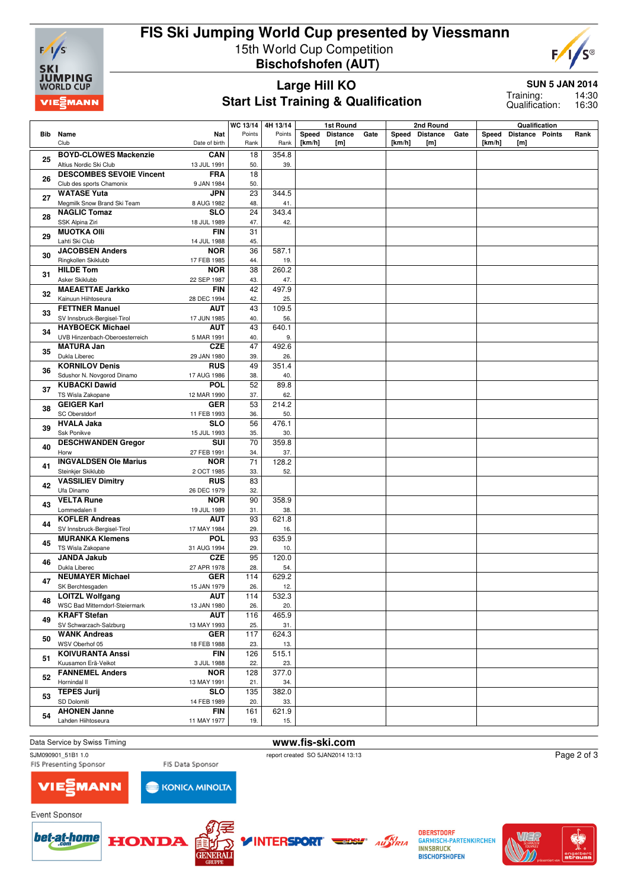# FIS Ski Jumping World Cup presented by Viessmann

15th World Cup Competition
**Bischofshofen (AUT)**

## Large Hill KO
## Start List Training & Qualification

**SUN 5 JAN 2014**
Training: 14:30
Qualification: 16:30

| Bib | Name / Club | Nat / Date of birth | WC 13/14 Points / Rank | 4H 13/14 Points / Rank | 1st Round Speed [km/h] | 1st Round Distance [m] | 1st Round Gate | 2nd Round Speed [km/h] | 2nd Round Distance [m] | 2nd Round Gate | Qualification Speed [km/h] | Qualification Distance [m] | Qualification Points | Qualification Rank |
|---|---|---|---|---|---|---|---|---|---|---|---|---|---|---|
| 25 | **BOYD-CLOWES Mackenzie** Altius Nordic Ski Club | **CAN** 13 JUL 1991 | 18 50. | 354.8 39. | | | | | | | | | | |
| 26 | **DESCOMBES SEVOIE Vincent** Club des sports Chamonix | **FRA** 9 JAN 1984 | 18 50. | | | | | | | | | | | |
| 27 | **WATASE Yuta** Megmilk Snow Brand Ski Team | **JPN** 8 AUG 1982 | 23 48. | 344.5 41. | | | | | | | | | | |
| 28 | **NAGLIC Tomaz** SSK Alpina Ziri | **SLO** 18 JUL 1989 | 24 47. | 343.4 42. | | | | | | | | | | |
| 29 | **MUOTKA Olli** Lahti Ski Club | **FIN** 14 JUL 1988 | 31 45. | | | | | | | | | | | |
| 30 | **JACOBSEN Anders** Ringkollen Skiklubb | **NOR** 17 FEB 1985 | 36 44. | 587.1 19. | | | | | | | | | | |
| 31 | **HILDE Tom** Asker Skiklubb | **NOR** 22 SEP 1987 | 38 43. | 260.2 47. | | | | | | | | | | |
| 32 | **MAEAETTAE Jarkko** Kainuun Hiihtoseura | **FIN** 28 DEC 1994 | 42 42. | 497.9 25. | | | | | | | | | | |
| 33 | **FETTNER Manuel** SV Innsbruck-Bergisel-Tirol | **AUT** 17 JUN 1985 | 43 40. | 109.5 56. | | | | | | | | | | |
| 34 | **HAYBOECK Michael** UVB Hinzenbach-Oberoesterreich | **AUT** 5 MAR 1991 | 43 40. | 640.1 9. | | | | | | | | | | |
| 35 | **MATURA Jan** Dukla Liberec | **CZE** 29 JAN 1980 | 47 39. | 492.6 26. | | | | | | | | | | |
| 36 | **KORNILOV Denis** Sdushor N. Novgorod Dinamo | **RUS** 17 AUG 1986 | 49 38. | 351.4 40. | | | | | | | | | | |
| 37 | **KUBACKI Dawid** TS Wisla Zakopane | **POL** 12 MAR 1990 | 52 37. | 89.8 62. | | | | | | | | | | |
| 38 | **GEIGER Karl** SC Oberstdorf | **GER** 11 FEB 1993 | 53 36. | 214.2 50. | | | | | | | | | | |
| 39 | **HVALA Jaka** Ssk Ponikve | **SLO** 15 JUL 1993 | 56 35. | 476.1 30. | | | | | | | | | | |
| 40 | **DESCHWANDEN Gregor** Horw | **SUI** 27 FEB 1991 | 70 34. | 359.8 37. | | | | | | | | | | |
| 41 | **INGVALDSEN Ole Marius** Steinkjer Skiklubb | **NOR** 2 OCT 1985 | 71 33. | 128.2 52. | | | | | | | | | | |
| 42 | **VASSILIEV Dimitry** Ufa Dinamo | **RUS** 26 DEC 1979 | 83 32. | | | | | | | | | | | |
| 43 | **VELTA Rune** Lommedalen Il | **NOR** 19 JUL 1989 | 90 31. | 358.9 38. | | | | | | | | | | |
| 44 | **KOFLER Andreas** SV Innsbruck-Bergisel-Tirol | **AUT** 17 MAY 1984 | 93 29. | 621.8 16. | | | | | | | | | | |
| 45 | **MURANKA Klemens** TS Wisla Zakopane | **POL** 31 AUG 1994 | 93 29. | 635.9 10. | | | | | | | | | | |
| 46 | **JANDA Jakub** Dukla Liberec | **CZE** 27 APR 1978 | 95 28. | 120.0 54. | | | | | | | | | | |
| 47 | **NEUMAYER Michael** SK Berchtesgaden | **GER** 15 JAN 1979 | 114 26. | 629.2 12. | | | | | | | | | | |
| 48 | **LOITZL Wolfgang** WSC Bad Mitterndorf-Steiermark | **AUT** 13 JAN 1980 | 114 26. | 532.3 20. | | | | | | | | | | |
| 49 | **KRAFT Stefan** SV Schwarzach-Salzburg | **AUT** 13 MAY 1993 | 116 25. | 465.9 31. | | | | | | | | | | |
| 50 | **WANK Andreas** WSV Oberhof 05 | **GER** 18 FEB 1988 | 117 23. | 624.3 13. | | | | | | | | | | |
| 51 | **KOIVURANTA Anssi** Kuusamon Erä-Veikot | **FIN** 3 JUL 1988 | 126 22. | 515.1 23. | | | | | | | | | | |
| 52 | **FANNEMEL Anders** Hornindal Il | **NOR** 13 MAY 1991 | 128 21. | 377.0 34. | | | | | | | | | | |
| 53 | **TEPES Jurij** SD Dolomiti | **SLO** 14 FEB 1989 | 135 20. | 382.0 33. | | | | | | | | | | |
| 54 | **AHONEN Janne** Lahden Hiihtoseura | **FIN** 11 MAY 1977 | 161 19. | 621.9 15. | | | | | | | | | | |

Data Service by Swiss Timing

**www.fis-ski.com**

SJM090901_51B1 1.0

report created SO 5JAN2014 13:13

FIS Presenting Sponsor

FIS Data Sponsor

Event Sponsor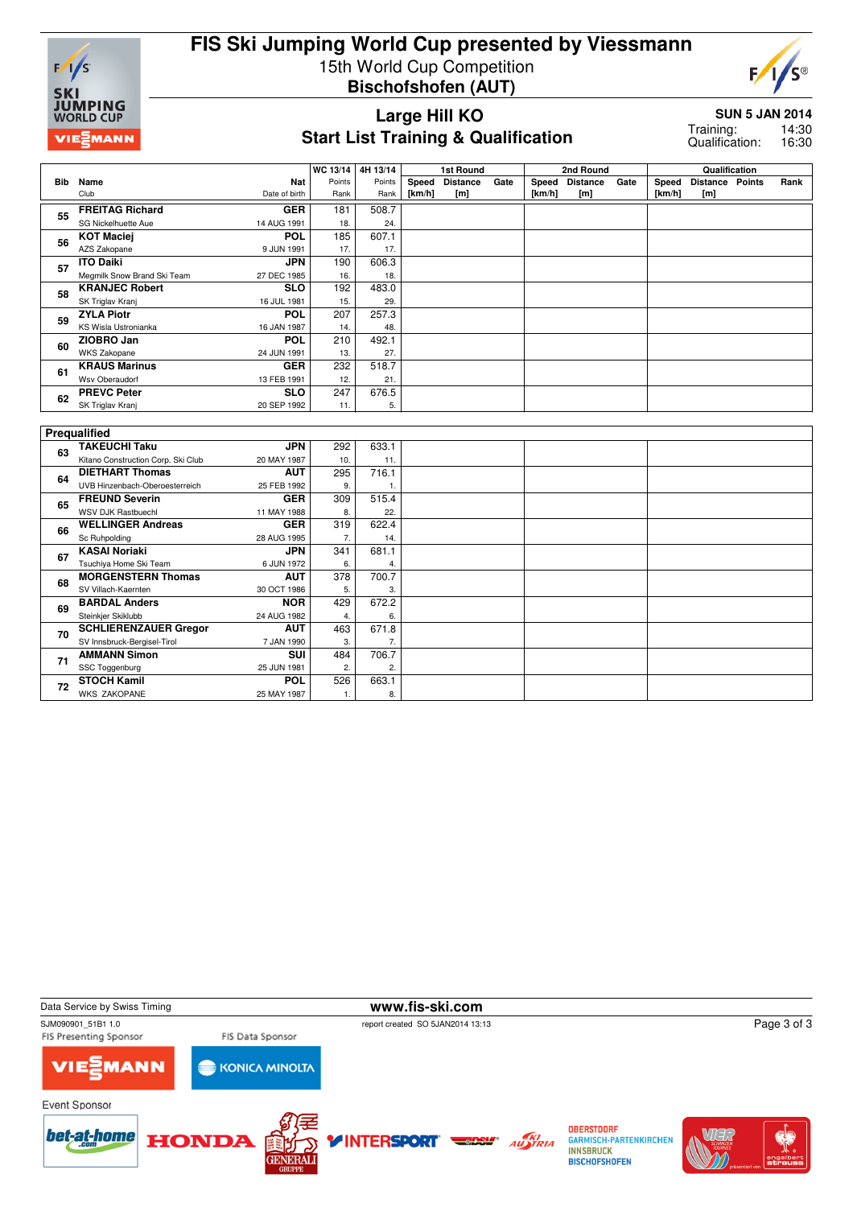# FIS Ski Jumping World Cup presented by Viessmann

15th World Cup Competition
**Bischofshofen (AUT)**

## Large Hill KO
## Start List Training & Qualification

**SUN 5 JAN 2014**
Training: 14:30
Qualification: 16:30

| Bib | Name / Club | Nat / Date of birth | WC 13/14 Points / Rank | 4H 13/14 Points / Rank | 1st Round Speed [km/h] | 1st Round Distance [m] | 1st Round Gate | 2nd Round Speed [km/h] | 2nd Round Distance [m] | 2nd Round Gate | Qualification Speed [km/h] | Qualification Distance [m] | Qualification Points | Qualification Rank |
|---|---|---|---|---|---|---|---|---|---|---|---|---|---|---|
| 55 | **FREITAG Richard** SG Nickelhuette Aue | **GER** 14 AUG 1991 | 181 18. | 508.7 24. | | | | | | | | | | |
| 56 | **KOT Maciej** AZS Zakopane | **POL** 9 JUN 1991 | 185 17. | 607.1 17. | | | | | | | | | | |
| 57 | **ITO Daiki** Megmilk Snow Brand Ski Team | **JPN** 27 DEC 1985 | 190 16. | 606.3 18. | | | | | | | | | | |
| 58 | **KRANJEC Robert** SK Triglav Kranj | **SLO** 16 JUL 1981 | 192 15. | 483.0 29. | | | | | | | | | | |
| 59 | **ZYLA Piotr** KS Wisla Ustronianka | **POL** 16 JAN 1987 | 207 14. | 257.3 48. | | | | | | | | | | |
| 60 | **ZIOBRO Jan** WKS Zakopane | **POL** 24 JUN 1991 | 210 13. | 492.1 27. | | | | | | | | | | |
| 61 | **KRAUS Marinus** Wsv Oberaudorf | **GER** 13 FEB 1991 | 232 12. | 518.7 21. | | | | | | | | | | |
| 62 | **PREVC Peter** SK Triglav Kranj | **SLO** 20 SEP 1992 | 247 11. | 676.5 5. | | | | | | | | | | |
| **Prequalified** | | | | | | | | | | | | | | |
| 63 | **TAKEUCHI Taku** Kitano Construction Corp. Ski Club | **JPN** 20 MAY 1987 | 292 10. | 633.1 11. | | | | | | | | | | |
| 64 | **DIETHART Thomas** UVB Hinzenbach-Oberoesterreich | **AUT** 25 FEB 1992 | 295 9. | 716.1 1. | | | | | | | | | | |
| 65 | **FREUND Severin** WSV DJK Rastbuechl | **GER** 11 MAY 1988 | 309 8. | 515.4 22. | | | | | | | | | | |
| 66 | **WELLINGER Andreas** Sc Ruhpolding | **GER** 28 AUG 1995 | 319 7. | 622.4 14. | | | | | | | | | | |
| 67 | **KASAI Noriaki** Tsuchiya Home Ski Team | **JPN** 6 JUN 1972 | 341 6. | 681.1 4. | | | | | | | | | | |
| 68 | **MORGENSTERN Thomas** SV Villach-Kaernten | **AUT** 30 OCT 1986 | 378 5. | 700.7 3. | | | | | | | | | | |
| 69 | **BARDAL Anders** Steinkjer Skiklubb | **NOR** 24 AUG 1982 | 429 4. | 672.2 6. | | | | | | | | | | |
| 70 | **SCHLIERENZAUER Gregor** SV Innsbruck-Bergisel-Tirol | **AUT** 7 JAN 1990 | 463 3. | 671.8 7. | | | | | | | | | | |
| 71 | **AMMANN Simon** SSC Toggenburg | **SUI** 25 JUN 1981 | 484 2. | 706.7 2. | | | | | | | | | | |
| 72 | **STOCH Kamil** WKS ZAKOPANE | **POL** 25 MAY 1987 | 526 1. | 663.1 8. | | | | | | | | | | |

Data Service by Swiss Timing

www.fis-ski.com

SJM090901_51B1 1.0

report created SO 5JAN2014 13:13

FIS Presenting Sponsor: VIESSMANN

FIS Data Sponsor: KONICA MINOLTA

Event Sponsor: bet-at-home.com, HONDA, GENERALI GRUPPE, INTERSPORT, DSV, AUSTRIA SKI, OBERSTDORF, GARMISCH-PARTENKIRCHEN, INNSBRUCK, BISCHOFSHOFEN, VIERSCHANZENTOURNEE, engelbert strauss